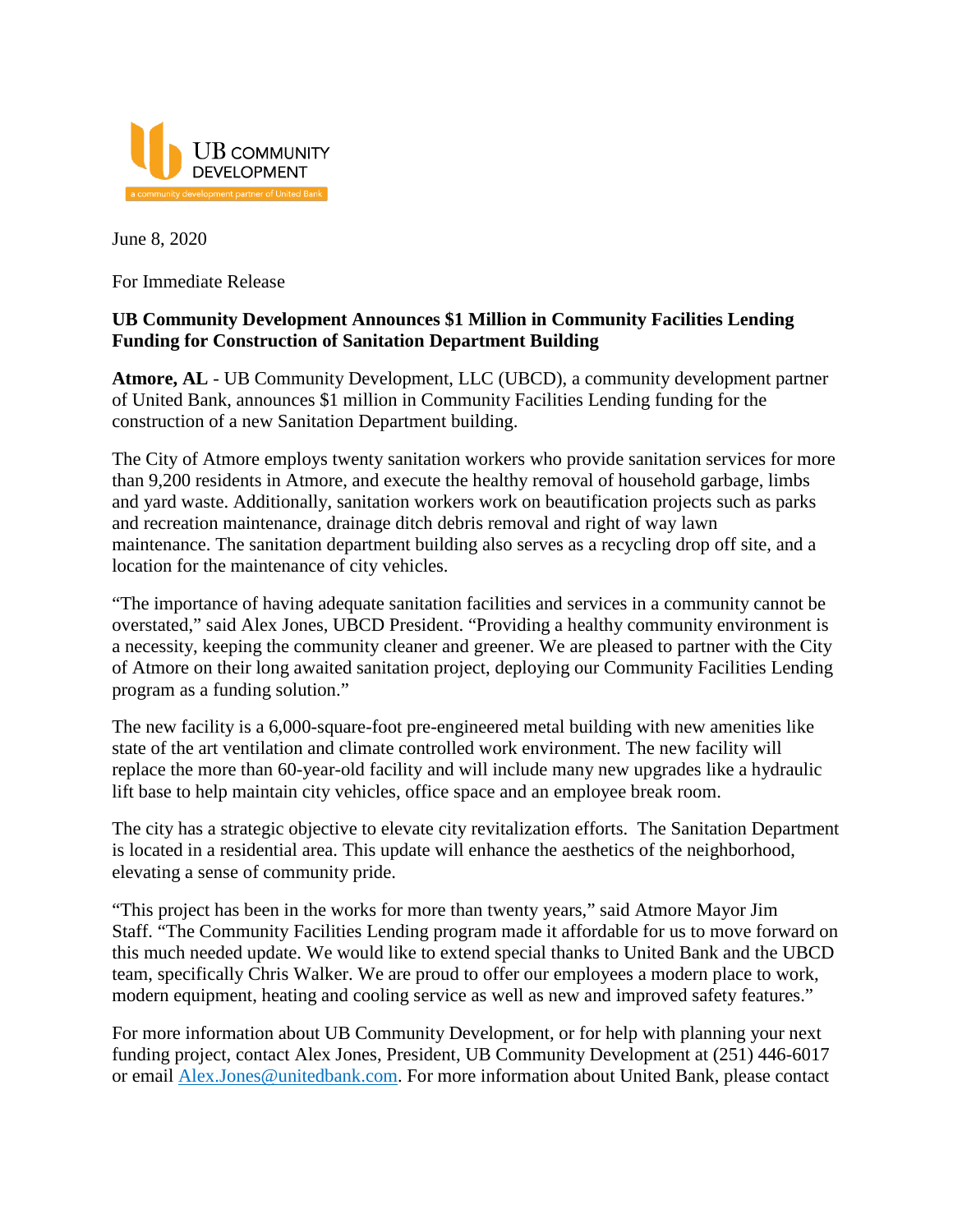UB COMMUNITY DEVELOPMENT

a community development partner of United Bank

June 8, 2020

For Immediate Release

**UB Community Development Announces $1 Million in Community Facilities Lending Funding for Construction of Sanitation Department Building**

**Atmore, AL** - UB Community Development, LLC (UBCD), a community development partner of United Bank, announces $1 million in Community Facilities Lending funding for the construction of a new Sanitation Department building.

The City of Atmore employs twenty sanitation workers who provide sanitation services for more than 9,200 residents in Atmore, and execute the healthy removal of household garbage, limbs and yard waste. Additionally, sanitation workers work on beautification projects such as parks and recreation maintenance, drainage ditch debris removal and right of way lawn maintenance. The sanitation department building also serves as a recycling drop off site, and a location for the maintenance of city vehicles.

"The importance of having adequate sanitation facilities and services in a community cannot be overstated," said Alex Jones, UBCD President. "Providing a healthy community environment is a necessity, keeping the community cleaner and greener. We are pleased to partner with the City of Atmore on their long awaited sanitation project, deploying our Community Facilities Lending program as a funding solution."

The new facility is a 6,000-square-foot pre-engineered metal building with new amenities like state of the art ventilation and climate controlled work environment. The new facility will replace the more than 60-year-old facility and will include many new upgrades like a hydraulic lift base to help maintain city vehicles, office space and an employee break room.

The city has a strategic objective to elevate city revitalization efforts. The Sanitation Department is located in a residential area. This update will enhance the aesthetics of the neighborhood, elevating a sense of community pride.

"This project has been in the works for more than twenty years," said Atmore Mayor Jim Staff. "The Community Facilities Lending program made it affordable for us to move forward on this much needed update. We would like to extend special thanks to United Bank and the UBCD team, specifically Chris Walker. We are proud to offer our employees a modern place to work, modern equipment, heating and cooling service as well as new and improved safety features."

For more information about UB Community Development, or for help with planning your next funding project, contact Alex Jones, President, UB Community Development at (251) 446-6017 or email Alex.Jones@unitedbank.com. For more information about United Bank, please contact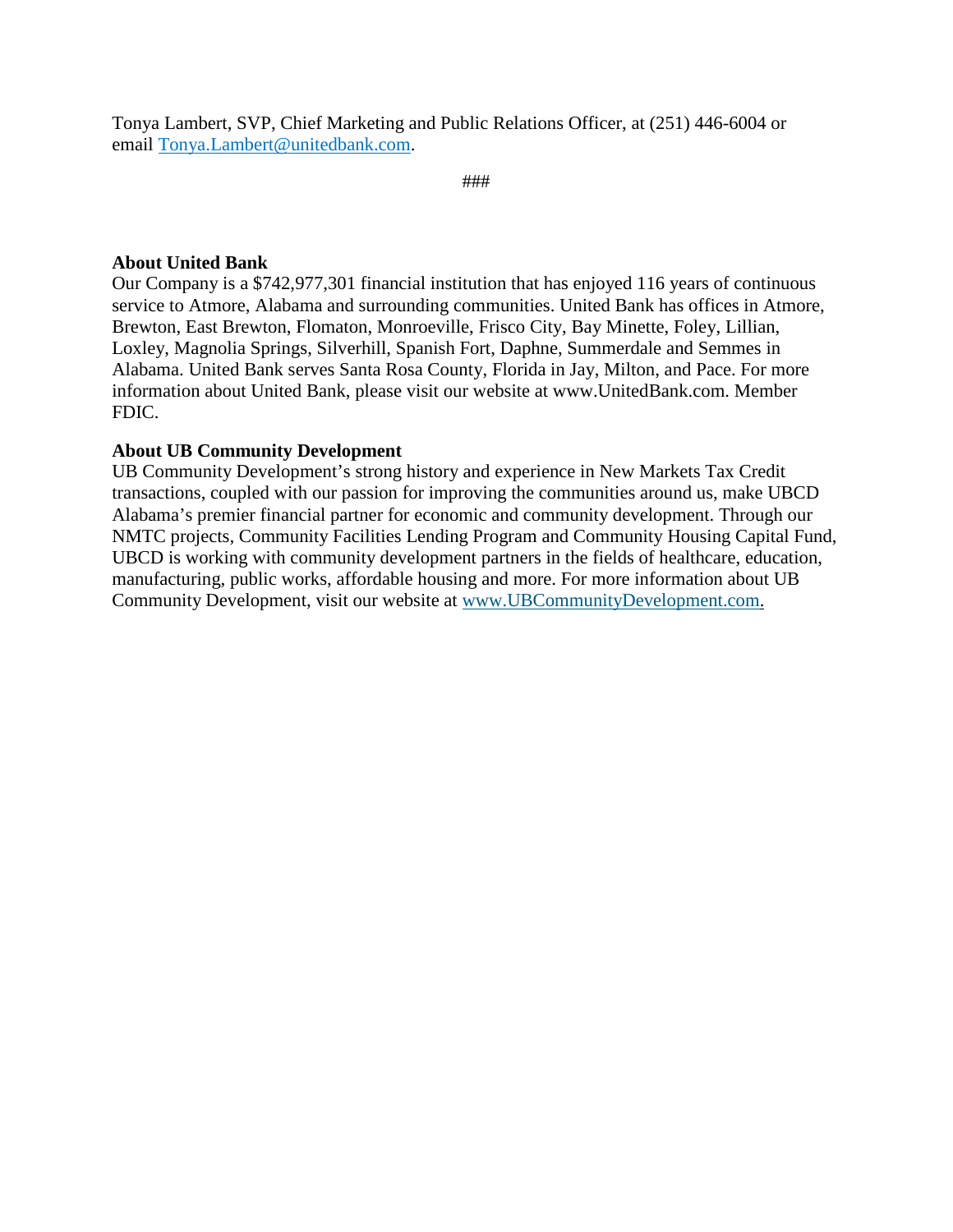Tonya Lambert, SVP, Chief Marketing and Public Relations Officer, at (251) 446-6004 or email [Tonya.Lambert@unitedbank.com](mailto:Tonya.Lambert@unitedbank.com).

###

**About United Bank**

Our Company is a $742,977,301 financial institution that has enjoyed 116 years of continuous service to Atmore, Alabama and surrounding communities. United Bank has offices in Atmore, Brewton, East Brewton, Flomaton, Monroeville, Frisco City, Bay Minette, Foley, Lillian, Loxley, Magnolia Springs, Silverhill, Spanish Fort, Daphne, Summerdale and Semmes in Alabama. United Bank serves Santa Rosa County, Florida in Jay, Milton, and Pace. For more information about United Bank, please visit our website at www.UnitedBank.com. Member FDIC.

**About UB Community Development**

UB Community Development's strong history and experience in New Markets Tax Credit transactions, coupled with our passion for improving the communities around us, make UBCD Alabama's premier financial partner for economic and community development. Through our NMTC projects, Community Facilities Lending Program and Community Housing Capital Fund, UBCD is working with community development partners in the fields of healthcare, education, manufacturing, public works, affordable housing and more. For more information about UB Community Development, visit our website at [www.UBCommunityDevelopment.com](http://www.UBCommunityDevelopment.com).